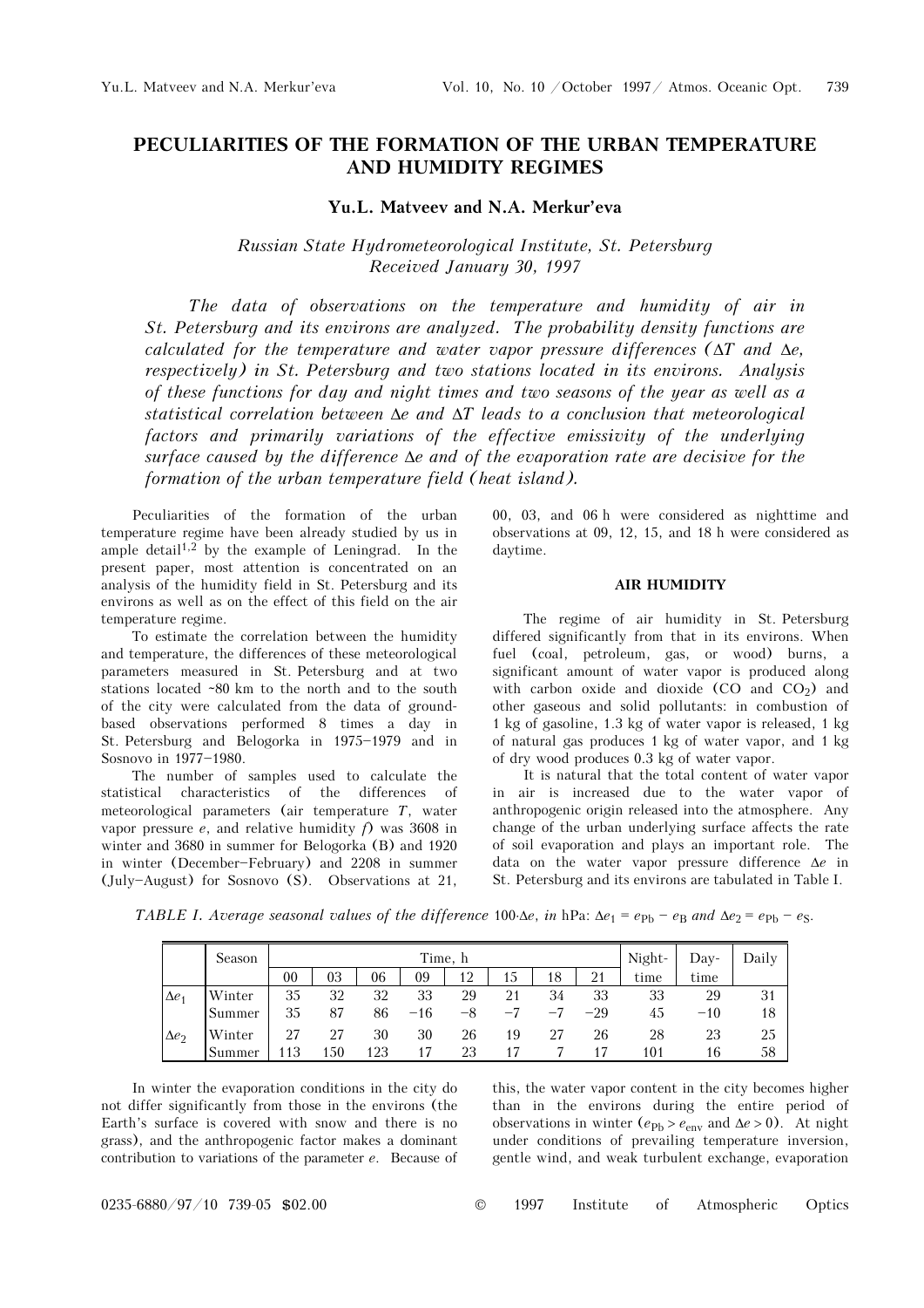# PECULIARITIES OF THE FORMATION OF THE URBAN TEMPERATURE AND HUMIDITY REGIMES

**Yu.L. Matveev and N.A. Merkur'eva**

*Russian State Hydrometeorological Institute, St. Petersburg*
*Received January 30, 1997*

*The data of observations on the temperature and humidity of air in St. Petersburg and its environs are analyzed. The probability density functions are calculated for the temperature and water vapor pressure differences ($\Delta T$ and $\Delta e$, respectively) in St. Petersburg and two stations located in its environs. Analysis of these functions for day and night times and two seasons of the year as well as a statistical correlation between $\Delta e$ and $\Delta T$ leads to a conclusion that meteorological factors and primarily variations of the effective emissivity of the underlying surface caused by the difference $\Delta e$ and of the evaporation rate are decisive for the formation of the urban temperature field (heat island).*

Peculiarities of the formation of the urban temperature regime have been already studied by us in ample detail[1,2] by the example of Leningrad. In the present paper, most attention is concentrated on an analysis of the humidity field in St. Petersburg and its environs as well as on the effect of this field on the air temperature regime.

To estimate the correlation between the humidity and temperature, the differences of these meteorological parameters measured in St. Petersburg and at two stations located ~80 km to the north and to the south of the city were calculated from the data of ground-based observations performed 8 times a day in St. Petersburg and Belogorka in 1975–1979 and in Sosnovo in 1977–1980.

The number of samples used to calculate the statistical characteristics of the differences of meteorological parameters (air temperature $T$, water vapor pressure $e$, and relative humidity $f$) was 3608 in winter and 3680 in summer for Belogorka (B) and 1920 in winter (December–February) and 2208 in summer (July–August) for Sosnovo (S). Observations at 21, 00, 03, and 06 h were considered as nighttime and observations at 09, 12, 15, and 18 h were considered as daytime.

## AIR HUMIDITY

The regime of air humidity in St. Petersburg differed significantly from that in its environs. When fuel (coal, petroleum, gas, or wood) burns, a significant amount of water vapor is produced along with carbon oxide and dioxide ($CO$ and $CO_2$) and other gaseous and solid pollutants: in combustion of 1 kg of gasoline, 1.3 kg of water vapor is released, 1 kg of natural gas produces 1 kg of water vapor, and 1 kg of dry wood produces 0.3 kg of water vapor.

It is natural that the total content of water vapor in air is increased due to the water vapor of anthropogenic origin released into the atmosphere. Any change of the urban underlying surface affects the rate of soil evaporation and plays an important role. The data on the water vapor pressure difference $\Delta e$ in St. Petersburg and its environs are tabulated in Table I.

*TABLE I. Average seasonal values of the difference* $100{\cdot}\Delta e$, *in* hPa: $\Delta e_1 = e_{Pb} - e_B$ *and* $\Delta e_2 = e_{Pb} - e_S$.

| | Season | Time, h | | | | | | | | Night-time | Day-time | Daily |
|---|---|---|---|---|---|---|---|---|---|---|---|---|
| | | 00 | 03 | 06 | 09 | 12 | 15 | 18 | 21 | | | |
| $\Delta e_1$ | Winter | 35 | 32 | 32 | 33 | 29 | 21 | 34 | 33 | 33 | 29 | 31 |
| | Summer | 35 | 87 | 86 | −16 | −8 | −7 | −7 | −29 | 45 | −10 | 18 |
| $\Delta e_2$ | Winter | 27 | 27 | 30 | 30 | 26 | 19 | 27 | 26 | 28 | 23 | 25 |
| | Summer | 113 | 150 | 123 | 17 | 23 | 17 | 7 | 17 | 101 | 16 | 58 |

In winter the evaporation conditions in the city do not differ significantly from those in the environs (the Earth's surface is covered with snow and there is no grass), and the anthropogenic factor makes a dominant contribution to variations of the parameter $e$. Because of this, the water vapor content in the city becomes higher than in the environs during the entire period of observations in winter ($e_{Pb} > e_{env}$ and $\Delta e > 0$). At night under conditions of prevailing temperature inversion, gentle wind, and weak turbulent exchange, evaporation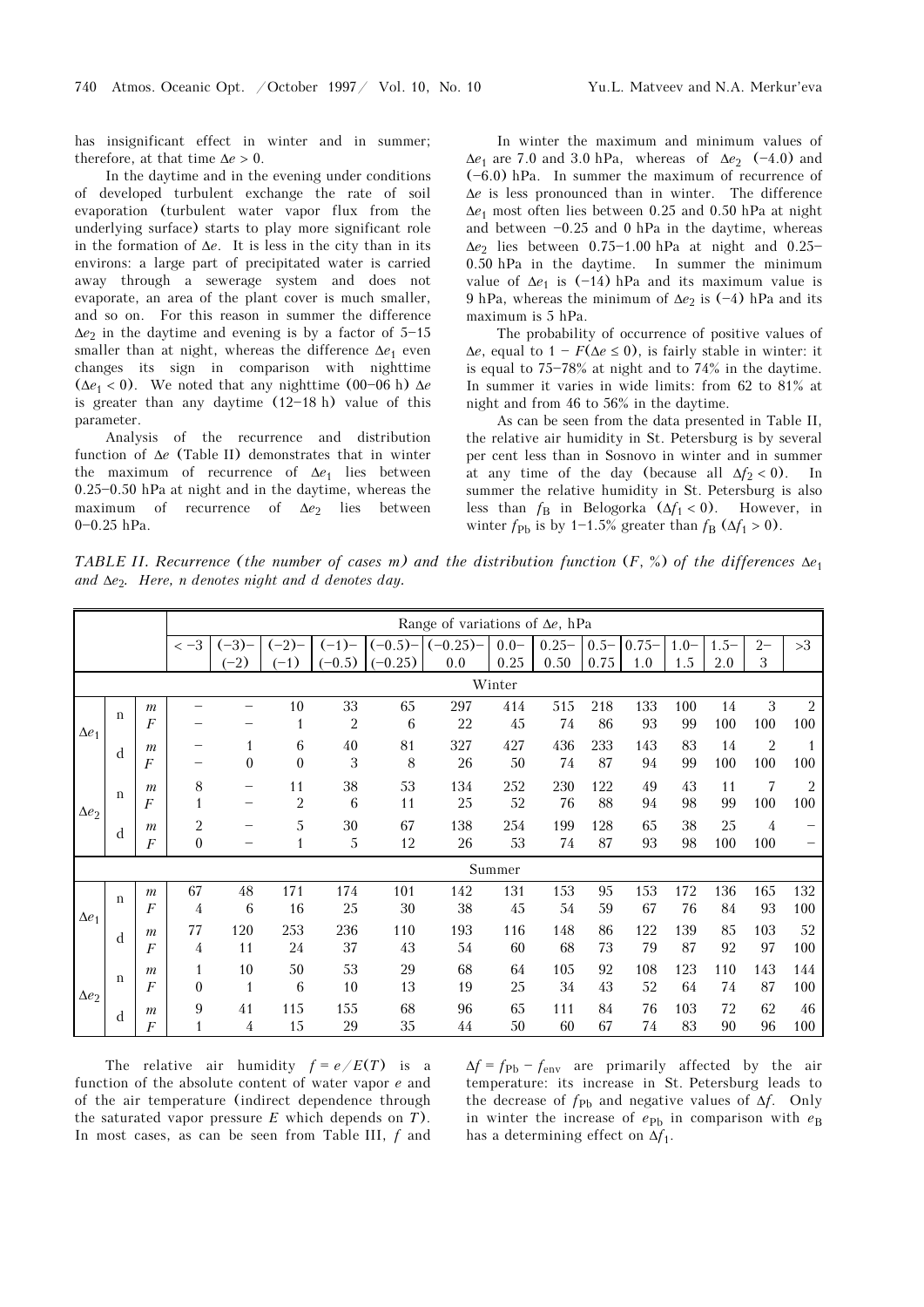has insignificant effect in winter and in summer; therefore, at that time $\Delta e > 0$.

In the daytime and in the evening under conditions of developed turbulent exchange the rate of soil evaporation (turbulent water vapor flux from the underlying surface) starts to play more significant role in the formation of $\Delta e$. It is less in the city than in its environs: a large part of precipitated water is carried away through a sewerage system and does not evaporate, an area of the plant cover is much smaller, and so on. For this reason in summer the difference $\Delta e_2$ in the daytime and evening is by a factor of 5–15 smaller than at night, whereas the difference $\Delta e_1$ even changes its sign in comparison with nighttime ($\Delta e_1 < 0$). We noted that any nighttime (00–06 h) $\Delta e$ is greater than any daytime (12–18 h) value of this parameter.

Analysis of the recurrence and distribution function of $\Delta e$ (Table II) demonstrates that in winter the maximum of recurrence of $\Delta e_1$ lies between 0.25–0.50 hPa at night and in the daytime, whereas the maximum of recurrence of $\Delta e_2$ lies between 0–0.25 hPa.

In winter the maximum and minimum values of $\Delta e_1$ are 7.0 and 3.0 hPa, whereas of $\Delta e_2$ (–4.0) and (–6.0) hPa. In summer the maximum of recurrence of $\Delta e$ is less pronounced than in winter. The difference $\Delta e_1$ most often lies between 0.25 and 0.50 hPa at night and between –0.25 and 0 hPa in the daytime, whereas $\Delta e_2$ lies between 0.75–1.00 hPa at night and 0.25–0.50 hPa in the daytime. In summer the minimum value of $\Delta e_1$ is (–14) hPa and its maximum value is 9 hPa, whereas the minimum of $\Delta e_2$ is (–4) hPa and its maximum is 5 hPa.

The probability of occurrence of positive values of $\Delta e$, equal to $1 - F(\Delta e \le 0)$, is fairly stable in winter: it is equal to 75–78% at night and to 74% in the daytime. In summer it varies in wide limits: from 62 to 81% at night and from 46 to 56% in the daytime.

As can be seen from the data presented in Table II, the relative air humidity in St. Petersburg is by several per cent less than in Sosnovo in winter and in summer at any time of the day (because all $\Delta f_2 < 0$). In summer the relative humidity in St. Petersburg is also less than $f_B$ in Belogorka ($\Delta f_1 < 0$). However, in winter $f_{Pb}$ is by 1–1.5% greater than $f_B$ ($\Delta f_1 > 0$).

*TABLE II. Recurrence (the number of cases m) and the distribution function (F, %) of the differences $\Delta e_1$ and $\Delta e_2$. Here, n denotes night and d denotes day.*

| | | | Range of variations of $\Delta e$, hPa | | | | | | | | | | | | | |
|---|---|---|---|---|---|---|---|---|---|---|---|---|---|---|---|---|
| | | | < –3 | (–3)–(–2) | (–2)–(–1) | (–1)–(–0.5) | (–0.5)–(–0.25) | (–0.25)–0.0 | 0.0–0.25 | 0.25–0.50 | 0.5–0.75 | 0.75–1.0 | 1.0–1.5 | 1.5–2.0 | 2–3 | >3 |
| **Winter** | | | | | | | | | | | | | | | | |
| $\Delta e_1$ | n | *m* | – | – | 10 | 33 | 65 | 297 | 414 | 515 | 218 | 133 | 100 | 14 | 3 | 2 |
| | | *F* | – | – | 1 | 2 | 6 | 22 | 45 | 74 | 86 | 93 | 99 | 100 | 100 | 100 |
| | d | *m* | – | 1 | 6 | 40 | 81 | 327 | 427 | 436 | 233 | 143 | 83 | 14 | 2 | 1 |
| | | *F* | – | 0 | 0 | 3 | 8 | 26 | 50 | 74 | 87 | 94 | 99 | 100 | 100 | 100 |
| $\Delta e_2$ | n | *m* | 8 | – | 11 | 38 | 53 | 134 | 252 | 230 | 122 | 49 | 43 | 11 | 7 | 2 |
| | | *F* | 1 | – | 2 | 6 | 11 | 25 | 52 | 76 | 88 | 94 | 98 | 99 | 100 | 100 |
| | d | *m* | 2 | – | 5 | 30 | 67 | 138 | 254 | 199 | 128 | 65 | 38 | 25 | 4 | – |
| | | *F* | 0 | – | 1 | 5 | 12 | 26 | 53 | 74 | 87 | 93 | 98 | 100 | 100 | – |
| **Summer** | | | | | | | | | | | | | | | | |
| $\Delta e_1$ | n | *m* | 67 | 48 | 171 | 174 | 101 | 142 | 131 | 153 | 95 | 153 | 172 | 136 | 165 | 132 |
| | | *F* | 4 | 6 | 16 | 25 | 30 | 38 | 45 | 54 | 59 | 67 | 76 | 84 | 93 | 100 |
| | d | *m* | 77 | 120 | 253 | 236 | 110 | 193 | 116 | 148 | 86 | 122 | 139 | 85 | 103 | 52 |
| | | *F* | 4 | 11 | 24 | 37 | 43 | 54 | 60 | 68 | 73 | 79 | 87 | 92 | 97 | 100 |
| $\Delta e_2$ | n | *m* | 1 | 10 | 50 | 53 | 29 | 68 | 64 | 105 | 92 | 108 | 123 | 110 | 143 | 144 |
| | | *F* | 0 | 1 | 6 | 10 | 13 | 19 | 25 | 34 | 43 | 52 | 64 | 74 | 87 | 100 |
| | d | *m* | 9 | 41 | 115 | 155 | 68 | 96 | 65 | 111 | 84 | 76 | 103 | 72 | 62 | 46 |
| | | *F* | 1 | 4 | 15 | 29 | 35 | 44 | 50 | 60 | 67 | 74 | 83 | 90 | 96 | 100 |

The relative air humidity $f = e/E(T)$ is a function of the absolute content of water vapor $e$ and of the air temperature (indirect dependence through the saturated vapor pressure $E$ which depends on $T$). In most cases, as can be seen from Table III, $f$ and $\Delta f = f_{Pb} - f_{env}$ are primarily affected by the air temperature: its increase in St. Petersburg leads to the decrease of $f_{Pb}$ and negative values of $\Delta f$. Only in winter the increase of $e_{Pb}$ in comparison with $e_B$ has a determining effect on $\Delta f_1$.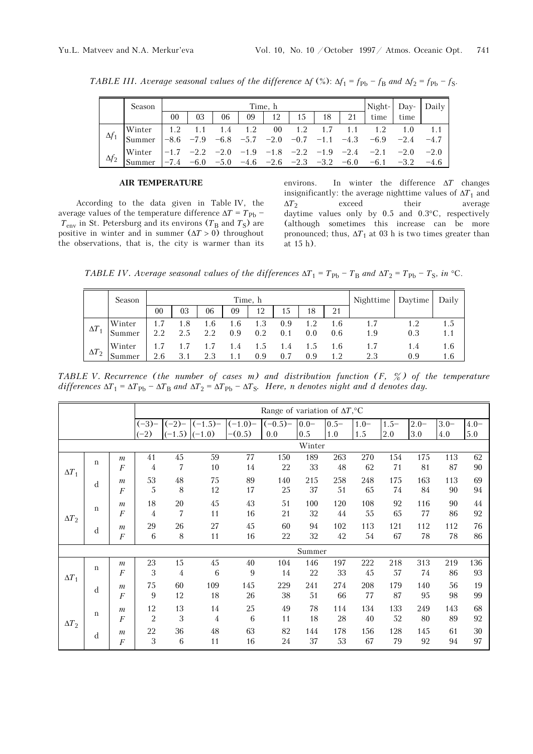*TABLE III. Average seasonal values of the difference* $\Delta f$ (%): $\Delta f_1 = f_{Pb} - f_B$ *and* $\Delta f_2 = f_{Pb} - f_S$.

| | Season | Time, h | | | | | | | | Night-time | Day-time | Daily |
|---|---|---|---|---|---|---|---|---|---|---|---|---|
| | | 00 | 03 | 06 | 09 | 12 | 15 | 18 | 21 | | | |
| $\Delta f_1$ | Winter | 1.2 | 1.1 | 1.4 | 1.2 | 00 | 1.2 | 1.7 | 1.1 | 1.2 | 1.0 | 1.1 |
| | Summer | −8.6 | −7.9 | −6.8 | −5.7 | −2.0 | −0.7 | −1.1 | −4.3 | −6.9 | −2.4 | −4.7 |
| $\Delta f_2$ | Winter | −1.7 | −2.2 | −2.0 | −1.9 | −1.8 | −2.2 | −1.9 | −2.4 | −2.1 | −2.0 | −2.0 |
| | Summer | −7.4 | −6.0 | −5.0 | −4.6 | −2.6 | −2.3 | −3.2 | −6.0 | −6.1 | −3.2 | −4.6 |

## AIR TEMPERATURE

According to the data given in Table IV, the average values of the temperature difference $\Delta T = T_{Pb} - T_{env}$ in St. Petersburg and its environs ($T_B$ and $T_S$) are positive in winter and in summer ($\Delta T > 0$) throughout the observations, that is, the city is warmer than its environs. In winter the difference $\Delta T$ changes insignificantly: the average nighttime values of $\Delta T_1$ and $\Delta T_2$ exceed their average daytime values only by 0.5 and 0.3°C, respectively (although sometimes this increase can be more pronounced; thus, $\Delta T_1$ at 03 h is two times greater than at 15 h).

*TABLE IV. Average seasonal values of the differences* $\Delta T_1 = T_{Pb} - T_B$ *and* $\Delta T_2 = T_{Pb} - T_S$, *in* °C.

| | Season | Time, h | | | | | | | | Nighttime | Daytime | Daily |
|---|---|---|---|---|---|---|---|---|---|---|---|---|
| | | 00 | 03 | 06 | 09 | 12 | 15 | 18 | 21 | | | |
| $\Delta T_1$ | Winter | 1.7 | 1.8 | 1.6 | 1.6 | 1.3 | 0.9 | 1.2 | 1.6 | 1.7 | 1.2 | 1.5 |
| | Summer | 2.2 | 2.5 | 2.2 | 0.9 | 0.2 | 0.1 | 0.0 | 0.6 | 1.9 | 0.3 | 1.1 |
| $\Delta T_2$ | Winter | 1.7 | 1.7 | 1.7 | 1.4 | 1.5 | 1.4 | 1.5 | 1.6 | 1.7 | 1.4 | 1.6 |
| | Summer | 2.6 | 3.1 | 2.3 | 1.1 | 0.9 | 0.7 | 0.9 | 1.2 | 2.3 | 0.9 | 1.6 |

*TABLE V. Recurrence (the number of cases m) and distribution function (F, %) of the temperature differences* $\Delta T_1 = \Delta T_{Pb} - \Delta T_B$ *and* $\Delta T_2 = \Delta T_{Pb} - \Delta T_S$. *Here, n denotes night and d denotes day.*

| | | | Range of variation of $\Delta T$,°C | | | | | | | | | | | |
|---|---|---|---|---|---|---|---|---|---|---|---|---|---|---|
| | | | (−3)–(−2) | (−2)–(−1.5) | (−1.5)–(−1.0) | (−1.0)–(−0.5) | (−0.5)–0.0 | 0.0–0.5 | 0.5–1.0 | 1.0–1.5 | 1.5–2.0 | 2.0–3.0 | 3.0–4.0 | 4.0–5.0 |
| Winter | | | | | | | | | | | | | | |
| $\Delta T_1$ | n | *m* | 41 | 45 | 59 | 77 | 150 | 189 | 263 | 270 | 154 | 175 | 113 | 62 |
| | | *F* | 4 | 7 | 10 | 14 | 22 | 33 | 48 | 62 | 71 | 81 | 87 | 90 |
| | d | *m* | 53 | 48 | 75 | 89 | 140 | 215 | 258 | 248 | 175 | 163 | 113 | 69 |
| | | *F* | 5 | 8 | 12 | 17 | 25 | 37 | 51 | 65 | 74 | 84 | 90 | 94 |
| $\Delta T_2$ | n | *m* | 18 | 20 | 45 | 43 | 51 | 100 | 120 | 108 | 92 | 116 | 90 | 44 |
| | | *F* | 4 | 7 | 11 | 16 | 21 | 32 | 44 | 55 | 65 | 77 | 86 | 92 |
| | d | *m* | 29 | 26 | 27 | 45 | 60 | 94 | 102 | 113 | 121 | 112 | 112 | 76 |
| | | *F* | 6 | 8 | 11 | 16 | 22 | 32 | 42 | 54 | 67 | 78 | 78 | 86 |
| Summer | | | | | | | | | | | | | | |
| $\Delta T_1$ | n | *m* | 23 | 15 | 45 | 40 | 104 | 146 | 197 | 222 | 218 | 313 | 219 | 136 |
| | | *F* | 3 | 4 | 6 | 9 | 14 | 22 | 33 | 45 | 57 | 74 | 86 | 93 |
| | d | *m* | 75 | 60 | 109 | 145 | 229 | 241 | 274 | 208 | 179 | 140 | 56 | 19 |
| | | *F* | 9 | 12 | 18 | 26 | 38 | 51 | 66 | 77 | 87 | 95 | 98 | 99 |
| $\Delta T_2$ | n | *m* | 12 | 13 | 14 | 25 | 49 | 78 | 114 | 134 | 133 | 249 | 143 | 68 |
| | | *F* | 2 | 3 | 4 | 6 | 11 | 18 | 28 | 40 | 52 | 80 | 89 | 92 |
| | d | *m* | 22 | 36 | 48 | 63 | 82 | 144 | 178 | 156 | 128 | 145 | 61 | 30 |
| | | *F* | 3 | 6 | 11 | 16 | 24 | 37 | 53 | 67 | 79 | 92 | 94 | 97 |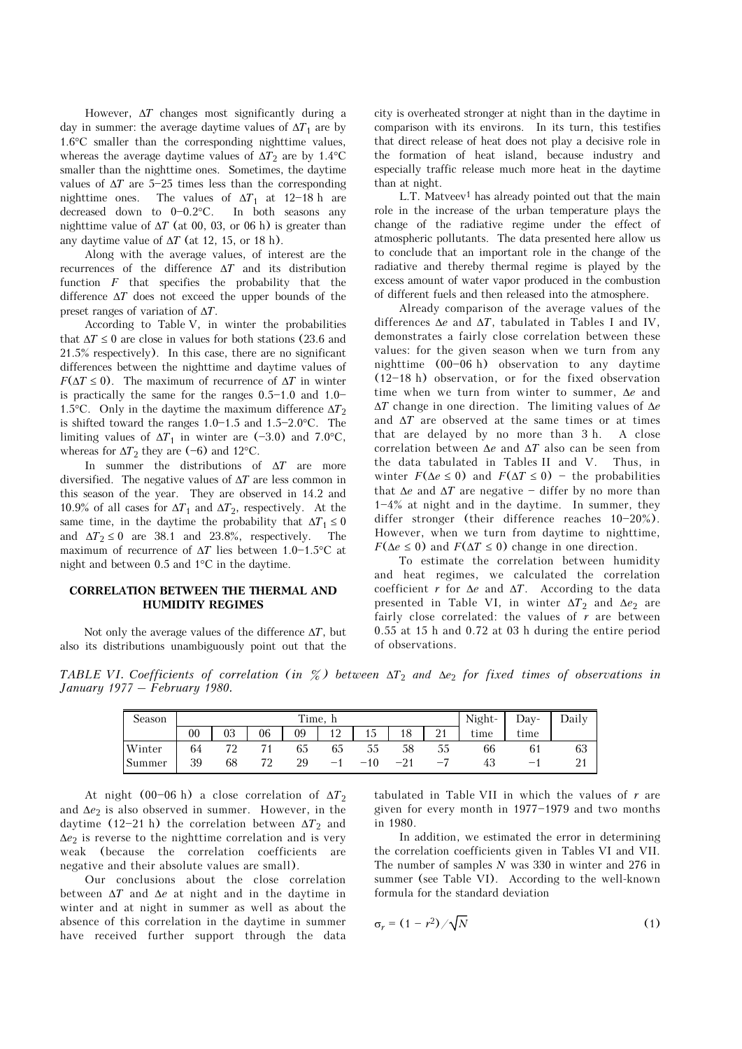However, $\Delta T$ changes most significantly during a day in summer: the average daytime values of $\Delta T_1$ are by 1.6°C smaller than the corresponding nighttime values, whereas the average daytime values of $\Delta T_2$ are by 1.4°C smaller than the nighttime ones. Sometimes, the daytime values of $\Delta T$ are 5–25 times less than the corresponding nighttime ones. The values of $\Delta T_1$ at 12–18 h are decreased down to 0–0.2°C. In both seasons any nighttime value of $\Delta T$ (at 00, 03, or 06 h) is greater than any daytime value of $\Delta T$ (at 12, 15, or 18 h).

Along with the average values, of interest are the recurrences of the difference $\Delta T$ and its distribution function $F$ that specifies the probability that the difference $\Delta T$ does not exceed the upper bounds of the preset ranges of variation of $\Delta T$.

According to Table V, in winter the probabilities that $\Delta T \le 0$ are close in values for both stations (23.6 and 21.5% respectively). In this case, there are no significant differences between the nighttime and daytime values of $F(\Delta T \le 0)$. The maximum of recurrence of $\Delta T$ in winter is practically the same for the ranges 0.5–1.0 and 1.0–1.5°C. Only in the daytime the maximum difference $\Delta T_2$ is shifted toward the ranges 1.0–1.5 and 1.5–2.0°C. The limiting values of $\Delta T_1$ in winter are (−3.0) and 7.0°C, whereas for $\Delta T_2$ they are (−6) and 12°C.

In summer the distributions of $\Delta T$ are more diversified. The negative values of $\Delta T$ are less common in this season of the year. They are observed in 14.2 and 10.9% of all cases for $\Delta T_1$ and $\Delta T_2$, respectively. At the same time, in the daytime the probability that $\Delta T_1 \le 0$ and $\Delta T_2 \le 0$ are 38.1 and 23.8%, respectively. The maximum of recurrence of $\Delta T$ lies between 1.0–1.5°C at night and between 0.5 and 1°C in the daytime.

## CORRELATION BETWEEN THE THERMAL AND HUMIDITY REGIMES

Not only the average values of the difference $\Delta T$, but also its distributions unambiguously point out that the city is overheated stronger at night than in the daytime in comparison with its environs. In its turn, this testifies that direct release of heat does not play a decisive role in the formation of heat island, because industry and especially traffic release much more heat in the daytime than at night.

L.T. Matveev[1] has already pointed out that the main role in the increase of the urban temperature plays the change of the radiative regime under the effect of atmospheric pollutants. The data presented here allow us to conclude that an important role in the change of the radiative and thereby thermal regime is played by the excess amount of water vapor produced in the combustion of different fuels and then released into the atmosphere.

Already comparison of the average values of the differences $\Delta e$ and $\Delta T$, tabulated in Tables I and IV, demonstrates a fairly close correlation between these values: for the given season when we turn from any nighttime (00–06 h) observation to any daytime (12–18 h) observation, or for the fixed observation time when we turn from winter to summer, $\Delta e$ and $\Delta T$ change in one direction. The limiting values of $\Delta e$ and $\Delta T$ are observed at the same times or at times that are delayed by no more than 3 h. A close correlation between $\Delta e$ and $\Delta T$ also can be seen from the data tabulated in Tables II and V. Thus, in winter $F(\Delta e \le 0)$ and $F(\Delta T \le 0)$ – the probabilities that $\Delta e$ and $\Delta T$ are negative – differ by no more than 1–4% at night and in the daytime. In summer, they differ stronger (their difference reaches 10–20%). However, when we turn from daytime to nighttime, $F(\Delta e \le 0)$ and $F(\Delta T \le 0)$ change in one direction.

To estimate the correlation between humidity and heat regimes, we calculated the correlation coefficient $r$ for $\Delta e$ and $\Delta T$. According to the data presented in Table VI, in winter $\Delta T_2$ and $\Delta e_2$ are fairly close correlated: the values of $r$ are between 0.55 at 15 h and 0.72 at 03 h during the entire period of observations.

*TABLE VI. Coefficients of correlation (in %) between $\Delta T_2$ and $\Delta e_2$ for fixed times of observations in January 1977 – February 1980.*

| Season | Time, h | | | | | | | | Night-time | Day-time | Daily |
|---|---|---|---|---|---|---|---|---|---|---|---|
| | 00 | 03 | 06 | 09 | 12 | 15 | 18 | 21 | | | |
| Winter | 64 | 72 | 71 | 65 | 65 | 55 | 58 | 55 | 66 | 61 | 63 |
| Summer | 39 | 68 | 72 | 29 | −1 | −10 | −21 | −7 | 43 | −1 | 21 |

At night (00–06 h) a close correlation of $\Delta T_2$ and $\Delta e_2$ is also observed in summer. However, in the daytime (12–21 h) the correlation between $\Delta T_2$ and $\Delta e_2$ is reverse to the nighttime correlation and is very weak (because the correlation coefficients are negative and their absolute values are small).

Our conclusions about the close correlation between $\Delta T$ and $\Delta e$ at night and in the daytime in winter and at night in summer as well as about the absence of this correlation in the daytime in summer have received further support through the data tabulated in Table VII in which the values of $r$ are given for every month in 1977–1979 and two months in 1980.

In addition, we estimated the error in determining the correlation coefficients given in Tables VI and VII. The number of samples $N$ was 330 in winter and 276 in summer (see Table VI). According to the well-known formula for the standard deviation

$$\sigma_r = (1 - r^2)/\sqrt{N} \tag{1}$$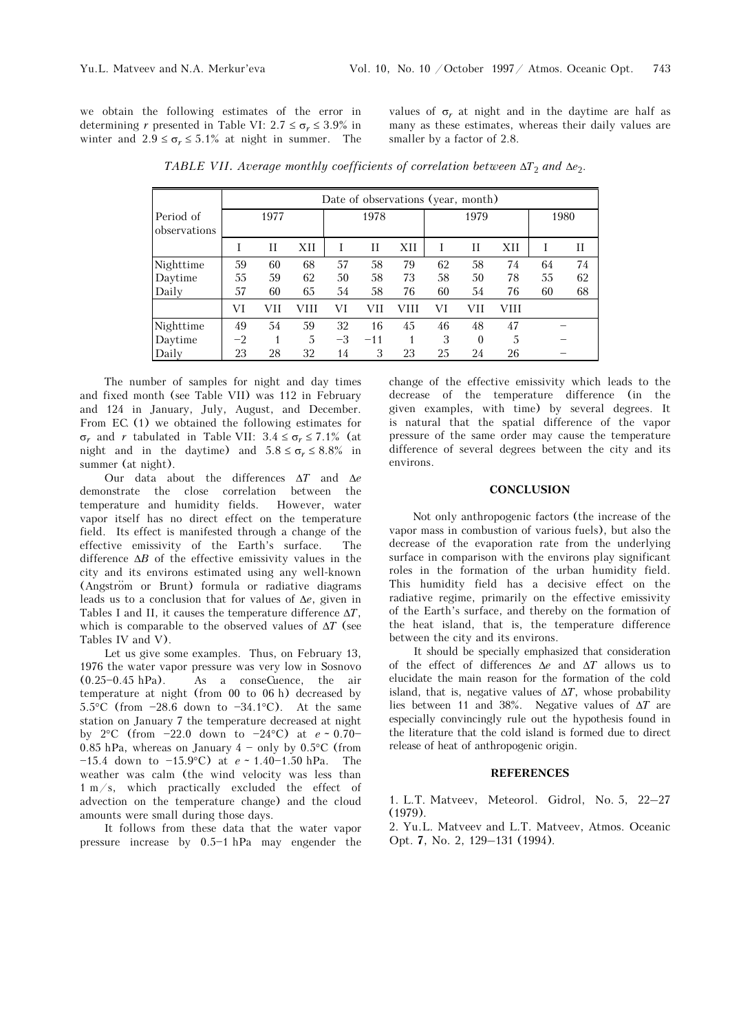we obtain the following estimates of the error in determining $r$ presented in Table VI: $2.7 \leq \sigma_r \leq 3.9\%$ in winter and $2.9 \leq \sigma_r \leq 5.1\%$ at night in summer. The values of $\sigma_r$ at night and in the daytime are half as many as these estimates, whereas their daily values are smaller by a factor of 2.8.

*TABLE VII. Average monthly coefficients of correlation between $\Delta T_2$ and $\Delta e_2$.*

| Period of observations | Date of observations (year, month) | | | | | | | | | | |
|---|---|---|---|---|---|---|---|---|---|---|---|
| | 1977 | | | 1978 | | | 1979 | | | 1980 | |
| | I | II | XII | I | II | XII | I | II | XII | I | II |
| Nighttime | 59 | 60 | 68 | 57 | 58 | 79 | 62 | 58 | 74 | 64 | 74 |
| Daytime | 55 | 59 | 62 | 50 | 58 | 73 | 58 | 50 | 78 | 55 | 62 |
| Daily | 57 | 60 | 65 | 54 | 58 | 76 | 60 | 54 | 76 | 60 | 68 |
| | VI | VII | VIII | VI | VII | VIII | VI | VII | VIII | | |
| Nighttime | 49 | 54 | 59 | 32 | 16 | 45 | 46 | 48 | 47 | – | |
| Daytime | −2 | 1 | 5 | −3 | −11 | 1 | 3 | 0 | 5 | – | |
| Daily | 23 | 28 | 32 | 14 | 3 | 23 | 25 | 24 | 26 | – | |

The number of samples for night and day times and fixed month (see Table VII) was 112 in February and 124 in January, July, August, and December. From Eq. (1) we obtained the following estimates for $\sigma_r$ and $r$ tabulated in Table VII: $3.4 \leq \sigma_r \leq 7.1\%$ (at night and in the daytime) and $5.8 \leq \sigma_r \leq 8.8\%$ in summer (at night).

Our data about the differences $\Delta T$ and $\Delta e$ demonstrate the close correlation between the temperature and humidity fields. However, water vapor itself has no direct effect on the temperature field. Its effect is manifested through a change of the effective emissivity of the Earth's surface. The difference $\Delta B$ of the effective emissivity values in the city and its environs estimated using any well-known (Angström or Brunt) formula or radiative diagrams leads us to a conclusion that for values of $\Delta e$, given in Tables I and II, it causes the temperature difference $\Delta T$, which is comparable to the observed values of $\Delta T$ (see Tables IV and V).

Let us give some examples. Thus, on February 13, 1976 the water vapor pressure was very low in Sosnovo (0.25–0.45 hPa). As a conseCuence, the air temperature at night (from 00 to 06 h) decreased by 5.5°C (from −28.6 down to −34.1°C). At the same station on January 7 the temperature decreased at night by 2°C (from −22.0 down to −24°C) at $e \sim 0.70$–0.85 hPa, whereas on January 4 – only by 0.5°C (from −15.4 down to −15.9°C) at $e \sim 1.40$–1.50 hPa. The weather was calm (the wind velocity was less than 1 m/s, which practically excluded the effect of advection on the temperature change) and the cloud amounts were small during those days.

It follows from these data that the water vapor pressure increase by 0.5–1 hPa may engender the change of the effective emissivity which leads to the decrease of the temperature difference (in the given examples, with time) by several degrees. It is natural that the spatial difference of the vapor pressure of the same order may cause the temperature difference of several degrees between the city and its environs.

## CONCLUSION

Not only anthropogenic factors (the increase of the vapor mass in combustion of various fuels), but also the decrease of the evaporation rate from the underlying surface in comparison with the environs play significant roles in the formation of the urban humidity field. This humidity field has a decisive effect on the radiative regime, primarily on the effective emissivity of the Earth's surface, and thereby on the formation of the heat island, that is, the temperature difference between the city and its environs.

It should be specially emphasized that consideration of the effect of differences $\Delta e$ and $\Delta T$ allows us to elucidate the main reason for the formation of the cold island, that is, negative values of $\Delta T$, whose probability lies between 11 and 38%. Negative values of $\Delta T$ are especially convincingly rule out the hypothesis found in the literature that the cold island is formed due to direct release of heat of anthropogenic origin.

## REFERENCES

1. L.T. Matveev, Meteorol. Gidrol, No. 5, 22–27 (1979).
2. Yu.L. Matveev and L.T. Matveev, Atmos. Oceanic Opt. **7**, No. 2, 129–131 (1994).